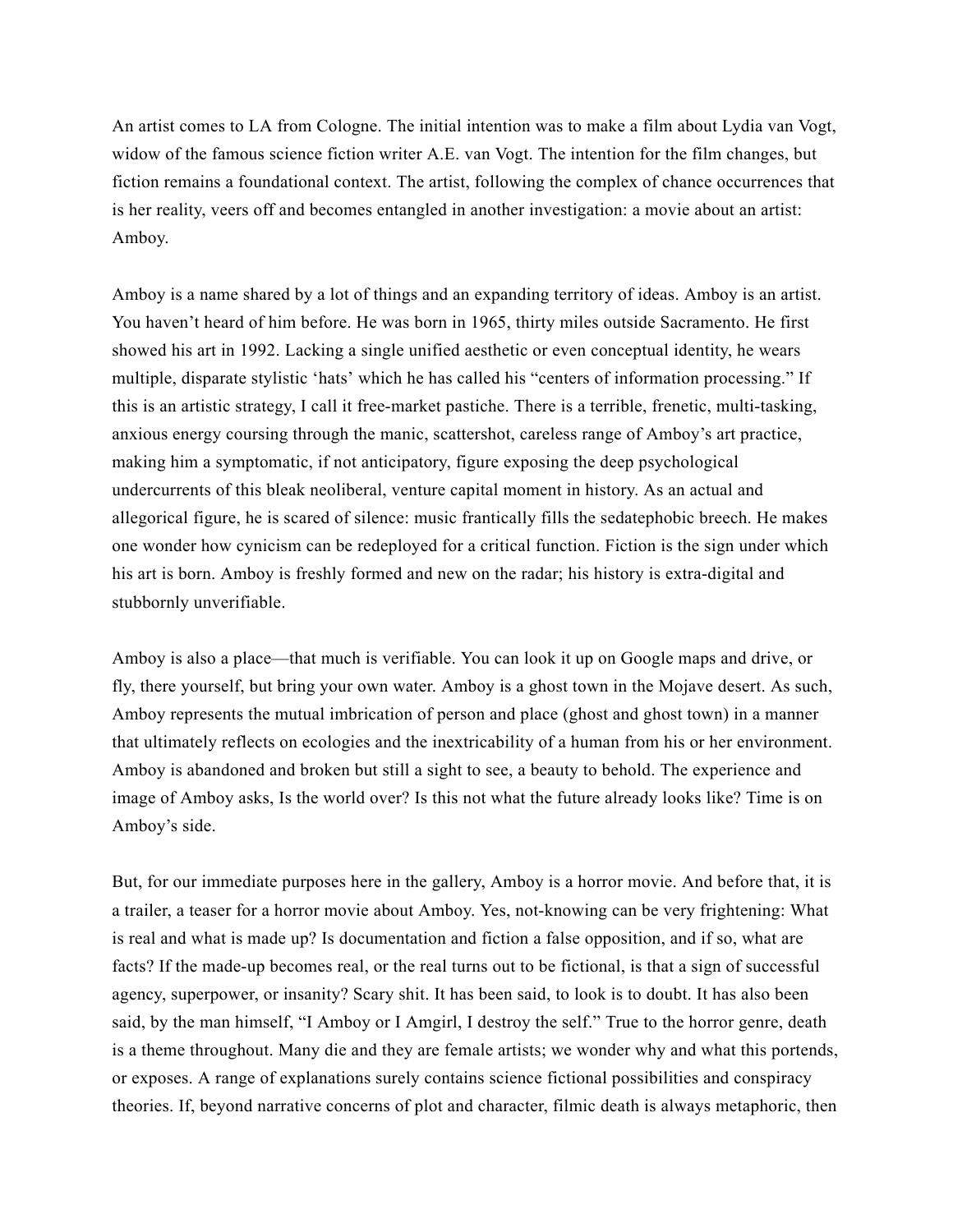An artist comes to LA from Cologne. The initial intention was to make a film about Lydia van Vogt, widow of the famous science fiction writer A.E. van Vogt. The intention for the film changes, but fiction remains a foundational context. The artist, following the complex of chance occurrences that is her reality, veers off and becomes entangled in another investigation: a movie about an artist: Amboy.

Amboy is a name shared by a lot of things and an expanding territory of ideas. Amboy is an artist. You haven't heard of him before. He was born in 1965, thirty miles outside Sacramento. He first showed his art in 1992. Lacking a single unified aesthetic or even conceptual identity, he wears multiple, disparate stylistic 'hats' which he has called his "centers of information processing." If this is an artistic strategy, I call it free-market pastiche. There is a terrible, frenetic, multi-tasking, anxious energy coursing through the manic, scattershot, careless range of Amboy's art practice, making him a symptomatic, if not anticipatory, figure exposing the deep psychological undercurrents of this bleak neoliberal, venture capital moment in history. As an actual and allegorical figure, he is scared of silence: music frantically fills the sedatephobic breech. He makes one wonder how cynicism can be redeployed for a critical function. Fiction is the sign under which his art is born. Amboy is freshly formed and new on the radar; his history is extra-digital and stubbornly unverifiable.

Amboy is also a place—that much is verifiable. You can look it up on Google maps and drive, or fly, there yourself, but bring your own water. Amboy is a ghost town in the Mojave desert. As such, Amboy represents the mutual imbrication of person and place (ghost and ghost town) in a manner that ultimately reflects on ecologies and the inextricability of a human from his or her environment. Amboy is abandoned and broken but still a sight to see, a beauty to behold. The experience and image of Amboy asks, Is the world over? Is this not what the future already looks like? Time is on Amboy's side.

But, for our immediate purposes here in the gallery, Amboy is a horror movie. And before that, it is a trailer, a teaser for a horror movie about Amboy. Yes, not-knowing can be very frightening: What is real and what is made up? Is documentation and fiction a false opposition, and if so, what are facts? If the made-up becomes real, or the real turns out to be fictional, is that a sign of successful agency, superpower, or insanity? Scary shit. It has been said, to look is to doubt. It has also been said, by the man himself, "I Amboy or I Amgirl, I destroy the self." True to the horror genre, death is a theme throughout. Many die and they are female artists; we wonder why and what this portends, or exposes. A range of explanations surely contains science fictional possibilities and conspiracy theories. If, beyond narrative concerns of plot and character, filmic death is always metaphoric, then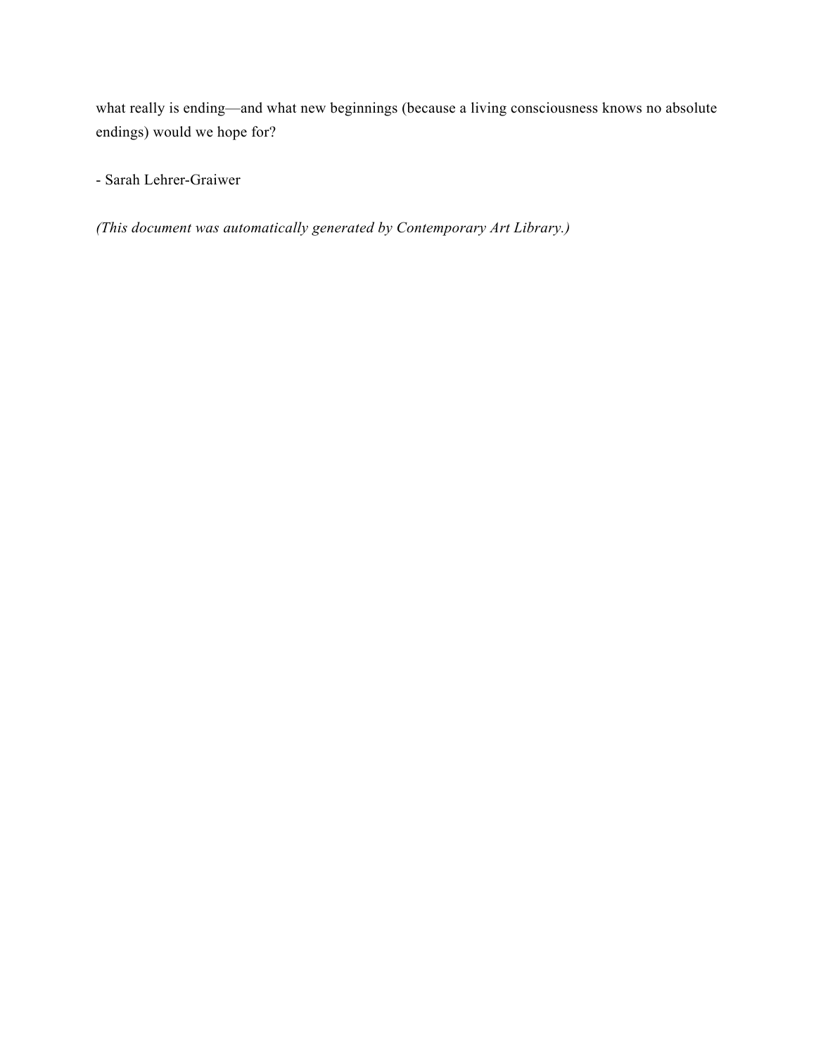what really is ending—and what new beginnings (because a living consciousness knows no absolute endings) would we hope for?

- Sarah Lehrer-Graiwer

*(This document was automatically generated by Contemporary Art Library.)*